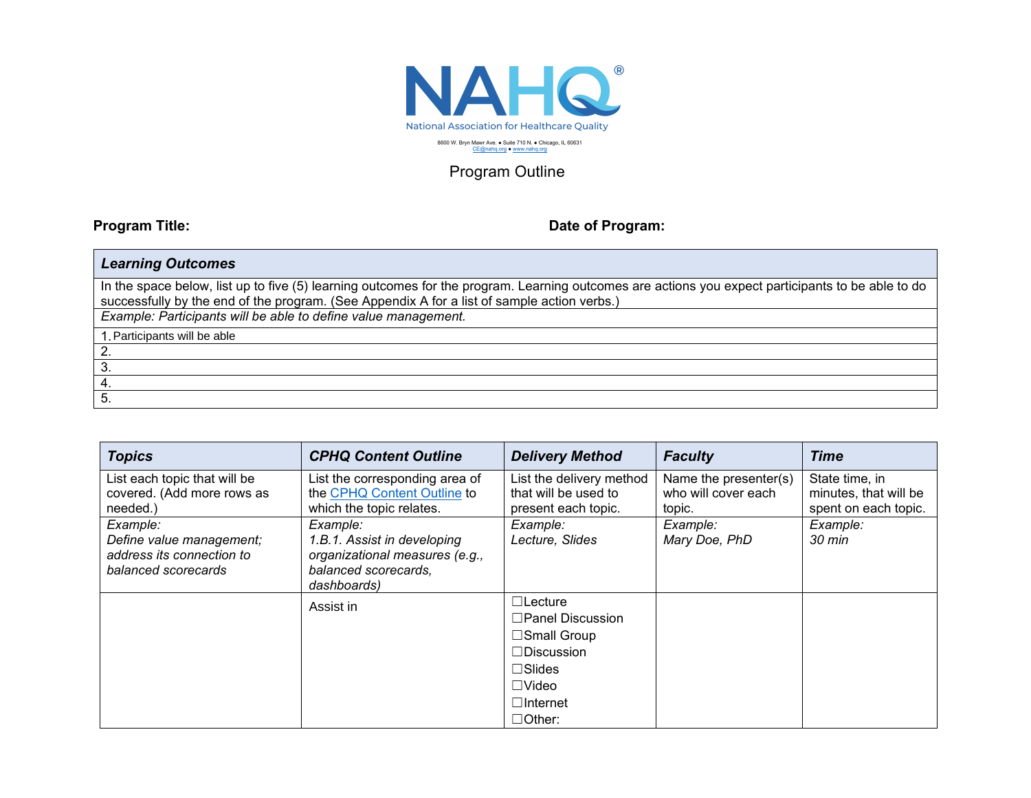NAHQ®

National Association for Healthcare Quality

8600 W. Bryn Mawr Ave. • Suite 710 N. • Chicago, IL 60631
CE@nahq.org • www.nahq.org

# Program Outline

**Program Title:** **Date of Program:**

| *Learning Outcomes* |
|---|
| In the space below, list up to five (5) learning outcomes for the program. Learning outcomes are actions you expect participants to be able to do successfully by the end of the program. (See Appendix A for a list of sample action verbs.) |
| *Example: Participants will be able to define value management.* |
| 1. Participants will be able |
| 2. |
| 3. |
| 4. |
| 5. |

| *Topics* | *CPHQ Content Outline* | *Delivery Method* | *Faculty* | *Time* |
|---|---|---|---|---|
| List each topic that will be covered. (Add more rows as needed.) | List the corresponding area of the CPHQ Content Outline to which the topic relates. | List the delivery method that will be used to present each topic. | Name the presenter(s) who will cover each topic. | State time, in minutes, that will be spent on each topic. |
| *Example: Define value management; address its connection to balanced scorecards* | *Example: 1.B.1. Assist in developing organizational measures (e.g., balanced scorecards, dashboards)* | *Example: Lecture, Slides* | *Example: Mary Doe, PhD* | *Example: 30 min* |
| | Assist in | ☐Lecture<br>☐Panel Discussion<br>☐Small Group<br>☐Discussion<br>☐Slides<br>☐Video<br>☐Internet<br>☐Other: | | |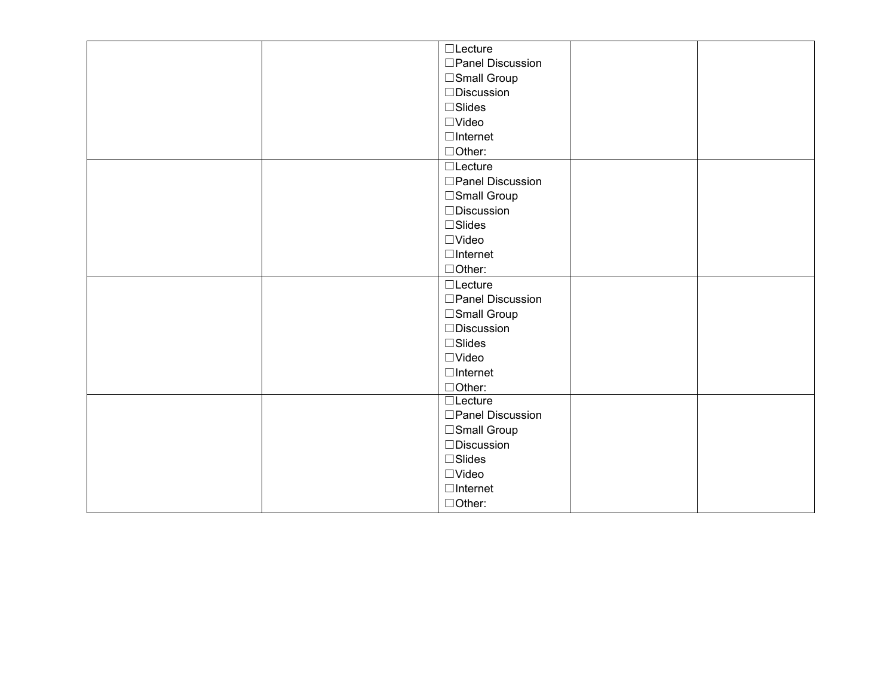| | | | | |
|---|---|---|---|---|
| | | ☐Lecture<br>☐Panel Discussion<br>☐Small Group<br>☐Discussion<br>☐Slides<br>☐Video<br>☐Internet<br>☐Other: | | |
| | | ☐Lecture<br>☐Panel Discussion<br>☐Small Group<br>☐Discussion<br>☐Slides<br>☐Video<br>☐Internet<br>☐Other: | | |
| | | ☐Lecture<br>☐Panel Discussion<br>☐Small Group<br>☐Discussion<br>☐Slides<br>☐Video<br>☐Internet<br>☐Other: | | |
| | | ☐Lecture<br>☐Panel Discussion<br>☐Small Group<br>☐Discussion<br>☐Slides<br>☐Video<br>☐Internet<br>☐Other: | | |